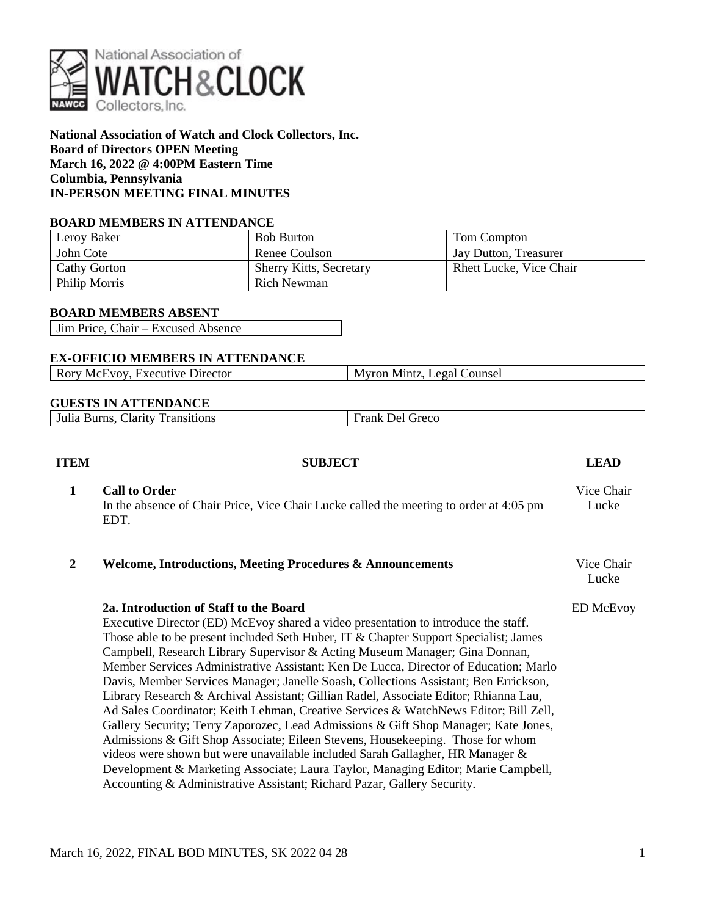**National Association of Watch and Clock Collectors, Inc.**
**Board of Directors OPEN Meeting**
**March 16, 2022 @ 4:00PM Eastern Time**
**Columbia, Pennsylvania**
**IN-PERSON MEETING FINAL MINUTES**

## BOARD MEMBERS IN ATTENDANCE

| | | |
|---|---|---|
| Leroy Baker | Bob Burton | Tom Compton |
| John Cote | Renee Coulson | Jay Dutton, Treasurer |
| Cathy Gorton | Sherry Kitts, Secretary | Rhett Lucke, Vice Chair |
| Philip Morris | Rich Newman | |

## BOARD MEMBERS ABSENT

| |
|---|
| Jim Price, Chair – Excused Absence |

## EX-OFFICIO MEMBERS IN ATTENDANCE

| | |
|---|---|
| Rory McEvoy, Executive Director | Myron Mintz, Legal Counsel |

## GUESTS IN ATTENDANCE

| | |
|---|---|
| Julia Burns, Clarity Transitions | Frank Del Greco |

| ITEM | SUBJECT | LEAD |
|---|---|---|
| 1 | **Call to Order**<br>In the absence of Chair Price, Vice Chair Lucke called the meeting to order at 4:05 pm EDT. | Vice Chair Lucke |
| 2 | **Welcome, Introductions, Meeting Procedures & Announcements** | Vice Chair Lucke |
| | **2a. Introduction of Staff to the Board**<br>Executive Director (ED) McEvoy shared a video presentation to introduce the staff. Those able to be present included Seth Huber, IT & Chapter Support Specialist; James Campbell, Research Library Supervisor & Acting Museum Manager; Gina Donnan, Member Services Administrative Assistant; Ken De Lucca, Director of Education; Marlo Davis, Member Services Manager; Janelle Soash, Collections Assistant; Ben Errickson, Library Research & Archival Assistant; Gillian Radel, Associate Editor; Rhianna Lau, Ad Sales Coordinator; Keith Lehman, Creative Services & WatchNews Editor; Bill Zell, Gallery Security; Terry Zaporozec, Lead Admissions & Gift Shop Manager; Kate Jones, Admissions & Gift Shop Associate; Eileen Stevens, Housekeeping. Those for whom videos were shown but were unavailable included Sarah Gallagher, HR Manager & Development & Marketing Associate; Laura Taylor, Managing Editor; Marie Campbell, Accounting & Administrative Assistant; Richard Pazar, Gallery Security. | ED McEvoy |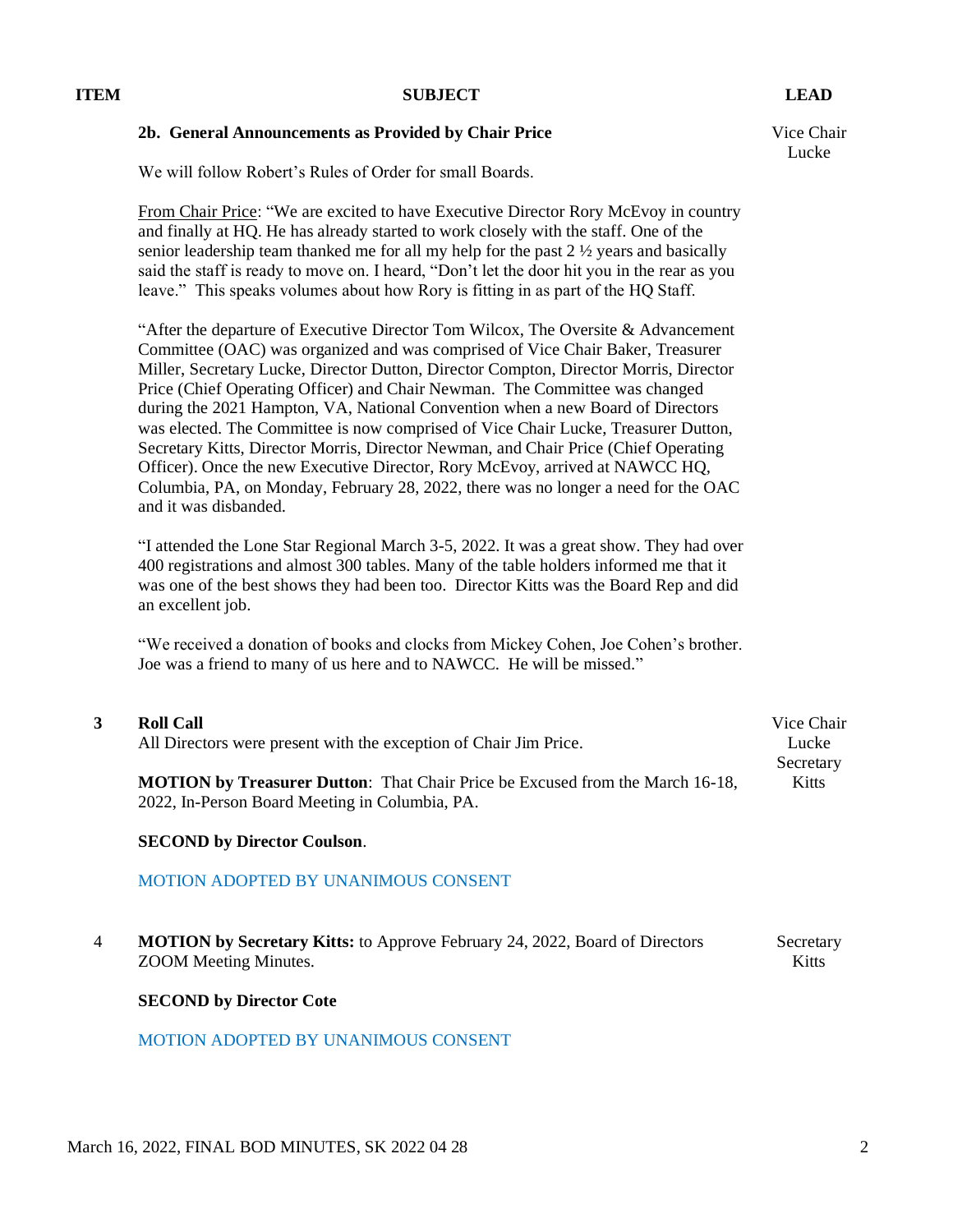| ITEM | SUBJECT | LEAD |
|---|---|---|
| | **2b. General Announcements as Provided by Chair Price** | Vice Chair Lucke |

We will follow Robert's Rules of Order for small Boards.

From Chair Price: "We are excited to have Executive Director Rory McEvoy in country and finally at HQ. He has already started to work closely with the staff. One of the senior leadership team thanked me for all my help for the past 2 ½ years and basically said the staff is ready to move on. I heard, "Don't let the door hit you in the rear as you leave." This speaks volumes about how Rory is fitting in as part of the HQ Staff.

"After the departure of Executive Director Tom Wilcox, The Oversite & Advancement Committee (OAC) was organized and was comprised of Vice Chair Baker, Treasurer Miller, Secretary Lucke, Director Dutton, Director Compton, Director Morris, Director Price (Chief Operating Officer) and Chair Newman. The Committee was changed during the 2021 Hampton, VA, National Convention when a new Board of Directors was elected. The Committee is now comprised of Vice Chair Lucke, Treasurer Dutton, Secretary Kitts, Director Morris, Director Newman, and Chair Price (Chief Operating Officer). Once the new Executive Director, Rory McEvoy, arrived at NAWCC HQ, Columbia, PA, on Monday, February 28, 2022, there was no longer a need for the OAC and it was disbanded.

"I attended the Lone Star Regional March 3-5, 2022. It was a great show. They had over 400 registrations and almost 300 tables. Many of the table holders informed me that it was one of the best shows they had been too. Director Kitts was the Board Rep and did an excellent job.

"We received a donation of books and clocks from Mickey Cohen, Joe Cohen's brother. Joe was a friend to many of us here and to NAWCC. He will be missed."

**3 Roll Call** — Lead: Vice Chair Lucke, Secretary Kitts

All Directors were present with the exception of Chair Jim Price.

**MOTION by Treasurer Dutton**: That Chair Price be Excused from the March 16-18, 2022, In-Person Board Meeting in Columbia, PA.

**SECOND by Director Coulson**.

MOTION ADOPTED BY UNANIMOUS CONSENT

**4** — Lead: Secretary Kitts

**MOTION by Secretary Kitts:** to Approve February 24, 2022, Board of Directors ZOOM Meeting Minutes.

**SECOND by Director Cote**

MOTION ADOPTED BY UNANIMOUS CONSENT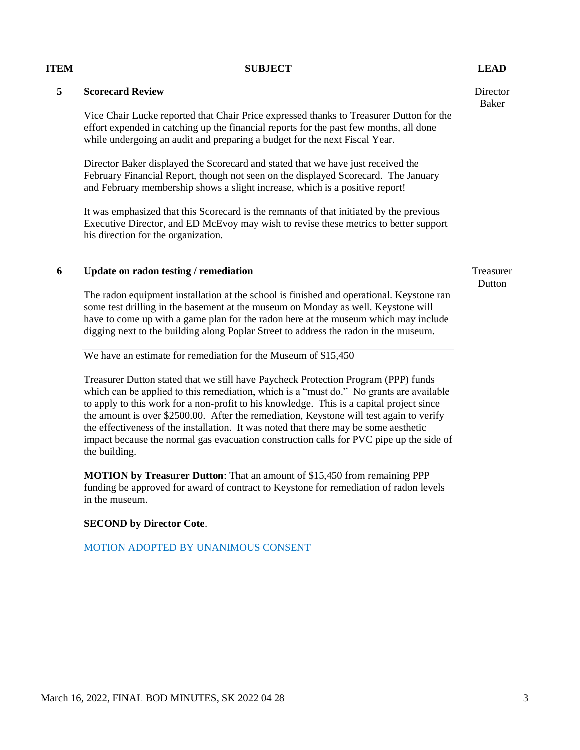| ITEM | SUBJECT | LEAD |
|---|---|---|
| 5 | **Scorecard Review** | Director Baker |

Vice Chair Lucke reported that Chair Price expressed thanks to Treasurer Dutton for the effort expended in catching up the financial reports for the past few months, all done while undergoing an audit and preparing a budget for the next Fiscal Year.

Director Baker displayed the Scorecard and stated that we have just received the February Financial Report, though not seen on the displayed Scorecard. The January and February membership shows a slight increase, which is a positive report!

It was emphasized that this Scorecard is the remnants of that initiated by the previous Executive Director, and ED McEvoy may wish to revise these metrics to better support his direction for the organization.

| ITEM | SUBJECT | LEAD |
|---|---|---|
| 6 | **Update on radon testing / remediation** | Treasurer Dutton |

The radon equipment installation at the school is finished and operational. Keystone ran some test drilling in the basement at the museum on Monday as well. Keystone will have to come up with a game plan for the radon here at the museum which may include digging next to the building along Poplar Street to address the radon in the museum.

We have an estimate for remediation for the Museum of $15,450

Treasurer Dutton stated that we still have Paycheck Protection Program (PPP) funds which can be applied to this remediation, which is a "must do." No grants are available to apply to this work for a non-profit to his knowledge. This is a capital project since the amount is over $2500.00. After the remediation, Keystone will test again to verify the effectiveness of the installation. It was noted that there may be some aesthetic impact because the normal gas evacuation construction calls for PVC pipe up the side of the building.

**MOTION by Treasurer Dutton**: That an amount of $15,450 from remaining PPP funding be approved for award of contract to Keystone for remediation of radon levels in the museum.

**SECOND by Director Cote**.

MOTION ADOPTED BY UNANIMOUS CONSENT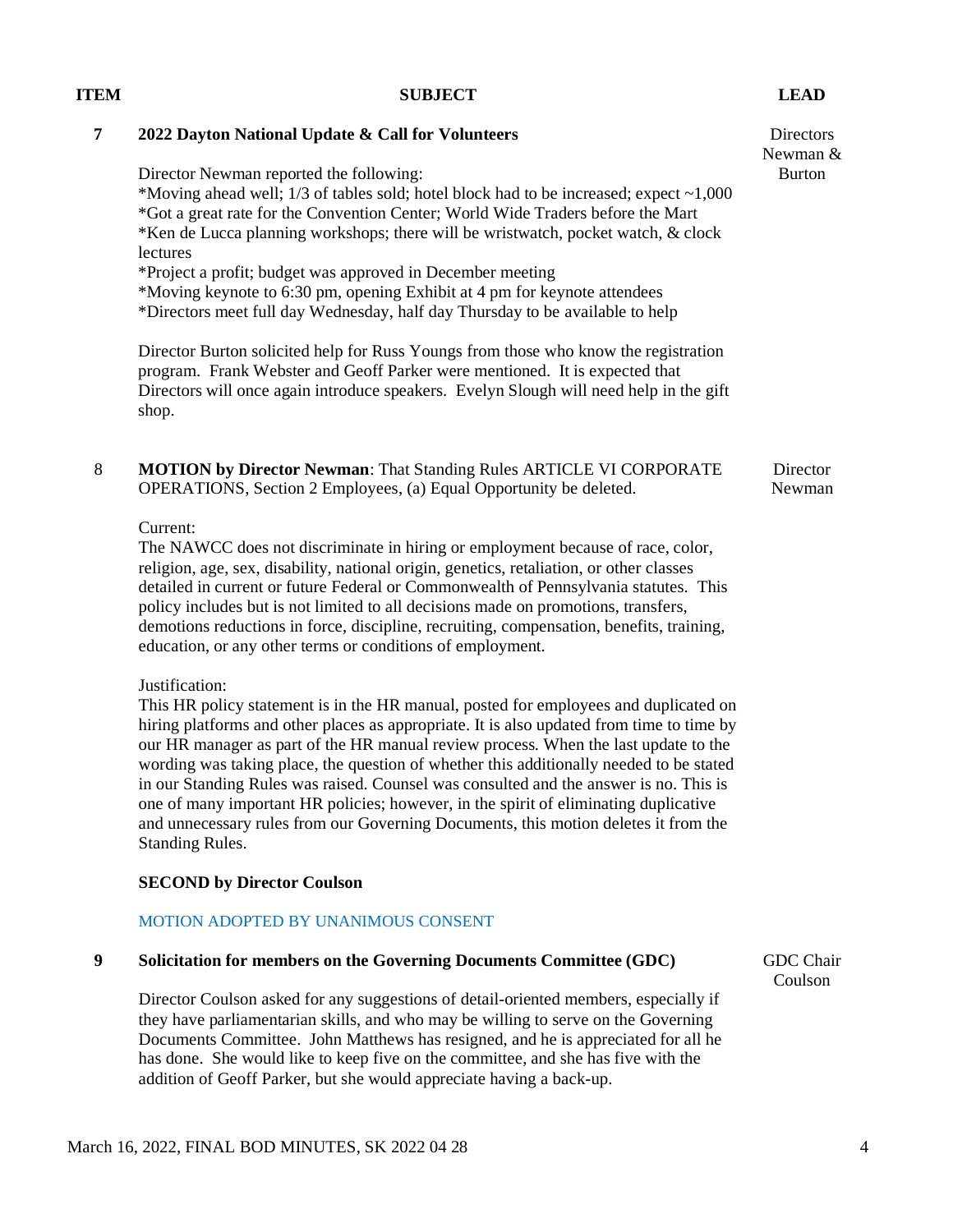| ITEM | SUBJECT | LEAD |
|---|---|---|
| 7 | **2022 Dayton National Update & Call for Volunteers** | Directors Newman & Burton |

Director Newman reported the following:
*Moving ahead well; 1/3 of tables sold; hotel block had to be increased; expect ~1,000
*Got a great rate for the Convention Center; World Wide Traders before the Mart
*Ken de Lucca planning workshops; there will be wristwatch, pocket watch, & clock lectures
*Project a profit; budget was approved in December meeting
*Moving keynote to 6:30 pm, opening Exhibit at 4 pm for keynote attendees
*Directors meet full day Wednesday, half day Thursday to be available to help

Director Burton solicited help for Russ Youngs from those who know the registration program. Frank Webster and Geoff Parker were mentioned. It is expected that Directors will once again introduce speakers. Evelyn Slough will need help in the gift shop.

| ITEM | SUBJECT | LEAD |
|---|---|---|
| 8 | **MOTION by Director Newman**: That Standing Rules ARTICLE VI CORPORATE OPERATIONS, Section 2 Employees, (a) Equal Opportunity be deleted. | Director Newman |

Current:
The NAWCC does not discriminate in hiring or employment because of race, color, religion, age, sex, disability, national origin, genetics, retaliation, or other classes detailed in current or future Federal or Commonwealth of Pennsylvania statutes. This policy includes but is not limited to all decisions made on promotions, transfers, demotions reductions in force, discipline, recruiting, compensation, benefits, training, education, or any other terms or conditions of employment.

Justification:
This HR policy statement is in the HR manual, posted for employees and duplicated on hiring platforms and other places as appropriate. It is also updated from time to time by our HR manager as part of the HR manual review process. When the last update to the wording was taking place, the question of whether this additionally needed to be stated in our Standing Rules was raised. Counsel was consulted and the answer is no. This is one of many important HR policies; however, in the spirit of eliminating duplicative and unnecessary rules from our Governing Documents, this motion deletes it from the Standing Rules.

**SECOND by Director Coulson**

MOTION ADOPTED BY UNANIMOUS CONSENT

| ITEM | SUBJECT | LEAD |
|---|---|---|
| 9 | **Solicitation for members on the Governing Documents Committee (GDC)** | GDC Chair Coulson |

Director Coulson asked for any suggestions of detail-oriented members, especially if they have parliamentarian skills, and who may be willing to serve on the Governing Documents Committee. John Matthews has resigned, and he is appreciated for all he has done. She would like to keep five on the committee, and she has five with the addition of Geoff Parker, but she would appreciate having a back-up.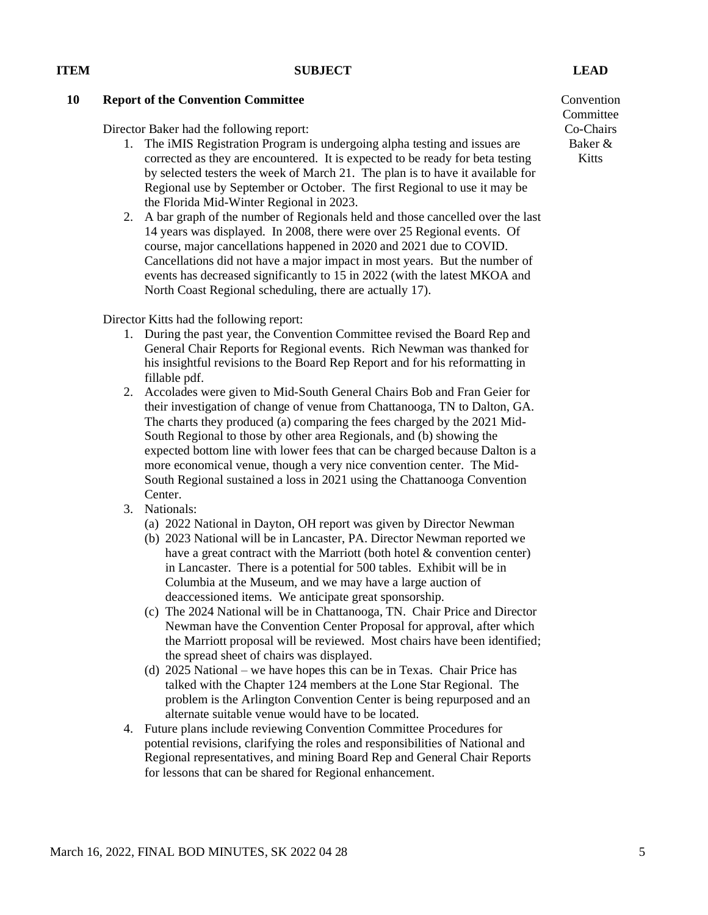| ITEM | SUBJECT | LEAD |
|---|---|---|
| 10 | **Report of the Convention Committee** | Convention Committee Co-Chairs Baker & Kitts |

Director Baker had the following report:

1. The iMIS Registration Program is undergoing alpha testing and issues are corrected as they are encountered. It is expected to be ready for beta testing by selected testers the week of March 21. The plan is to have it available for Regional use by September or October. The first Regional to use it may be the Florida Mid-Winter Regional in 2023.
2. A bar graph of the number of Regionals held and those cancelled over the last 14 years was displayed. In 2008, there were over 25 Regional events. Of course, major cancellations happened in 2020 and 2021 due to COVID. Cancellations did not have a major impact in most years. But the number of events has decreased significantly to 15 in 2022 (with the latest MKOA and North Coast Regional scheduling, there are actually 17).

Director Kitts had the following report:

1. During the past year, the Convention Committee revised the Board Rep and General Chair Reports for Regional events. Rich Newman was thanked for his insightful revisions to the Board Rep Report and for his reformatting in fillable pdf.
2. Accolades were given to Mid-South General Chairs Bob and Fran Geier for their investigation of change of venue from Chattanooga, TN to Dalton, GA. The charts they produced (a) comparing the fees charged by the 2021 Mid-South Regional to those by other area Regionals, and (b) showing the expected bottom line with lower fees that can be charged because Dalton is a more economical venue, though a very nice convention center. The Mid-South Regional sustained a loss in 2021 using the Chattanooga Convention Center.
3. Nationals:
   (a) 2022 National in Dayton, OH report was given by Director Newman
   (b) 2023 National will be in Lancaster, PA. Director Newman reported we have a great contract with the Marriott (both hotel & convention center) in Lancaster. There is a potential for 500 tables. Exhibit will be in Columbia at the Museum, and we may have a large auction of deaccessioned items. We anticipate great sponsorship.
   (c) The 2024 National will be in Chattanooga, TN. Chair Price and Director Newman have the Convention Center Proposal for approval, after which the Marriott proposal will be reviewed. Most chairs have been identified; the spread sheet of chairs was displayed.
   (d) 2025 National – we have hopes this can be in Texas. Chair Price has talked with the Chapter 124 members at the Lone Star Regional. The problem is the Arlington Convention Center is being repurposed and an alternate suitable venue would have to be located.
4. Future plans include reviewing Convention Committee Procedures for potential revisions, clarifying the roles and responsibilities of National and Regional representatives, and mining Board Rep and General Chair Reports for lessons that can be shared for Regional enhancement.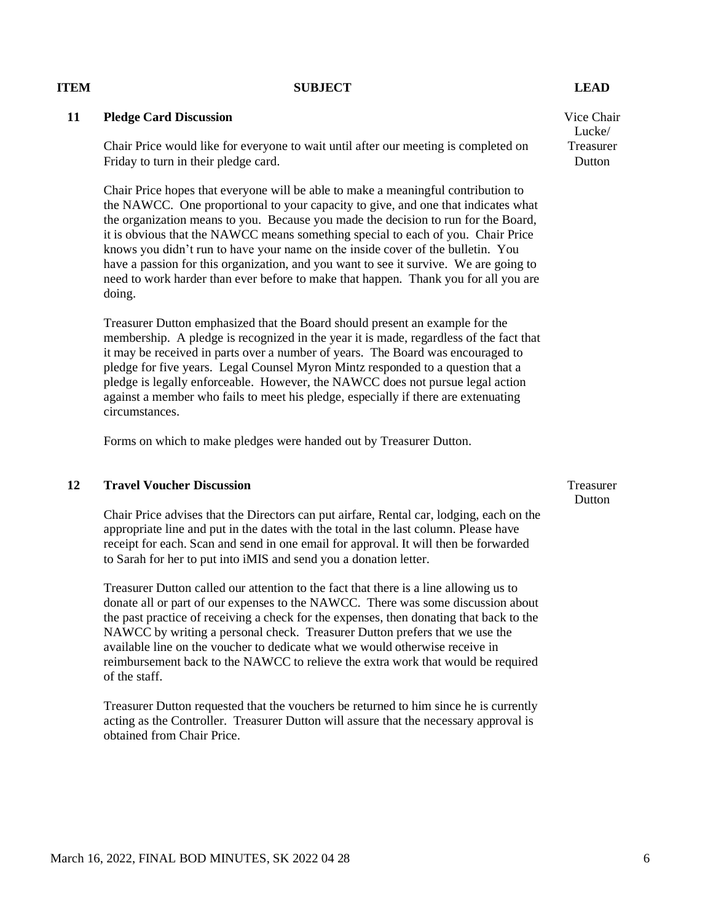| ITEM | SUBJECT | LEAD |
|---|---|---|
| 11 | **Pledge Card Discussion** | Vice Chair Lucke/ Treasurer Dutton |

Chair Price would like for everyone to wait until after our meeting is completed on Friday to turn in their pledge card.

Chair Price hopes that everyone will be able to make a meaningful contribution to the NAWCC. One proportional to your capacity to give, and one that indicates what the organization means to you. Because you made the decision to run for the Board, it is obvious that the NAWCC means something special to each of you. Chair Price knows you didn't run to have your name on the inside cover of the bulletin. You have a passion for this organization, and you want to see it survive. We are going to need to work harder than ever before to make that happen. Thank you for all you are doing.

Treasurer Dutton emphasized that the Board should present an example for the membership. A pledge is recognized in the year it is made, regardless of the fact that it may be received in parts over a number of years. The Board was encouraged to pledge for five years. Legal Counsel Myron Mintz responded to a question that a pledge is legally enforceable. However, the NAWCC does not pursue legal action against a member who fails to meet his pledge, especially if there are extenuating circumstances.

Forms on which to make pledges were handed out by Treasurer Dutton.

| ITEM | SUBJECT | LEAD |
|---|---|---|
| 12 | **Travel Voucher Discussion** | Treasurer Dutton |

Chair Price advises that the Directors can put airfare, Rental car, lodging, each on the appropriate line and put in the dates with the total in the last column. Please have receipt for each. Scan and send in one email for approval. It will then be forwarded to Sarah for her to put into iMIS and send you a donation letter.

Treasurer Dutton called our attention to the fact that there is a line allowing us to donate all or part of our expenses to the NAWCC. There was some discussion about the past practice of receiving a check for the expenses, then donating that back to the NAWCC by writing a personal check. Treasurer Dutton prefers that we use the available line on the voucher to dedicate what we would otherwise receive in reimbursement back to the NAWCC to relieve the extra work that would be required of the staff.

Treasurer Dutton requested that the vouchers be returned to him since he is currently acting as the Controller. Treasurer Dutton will assure that the necessary approval is obtained from Chair Price.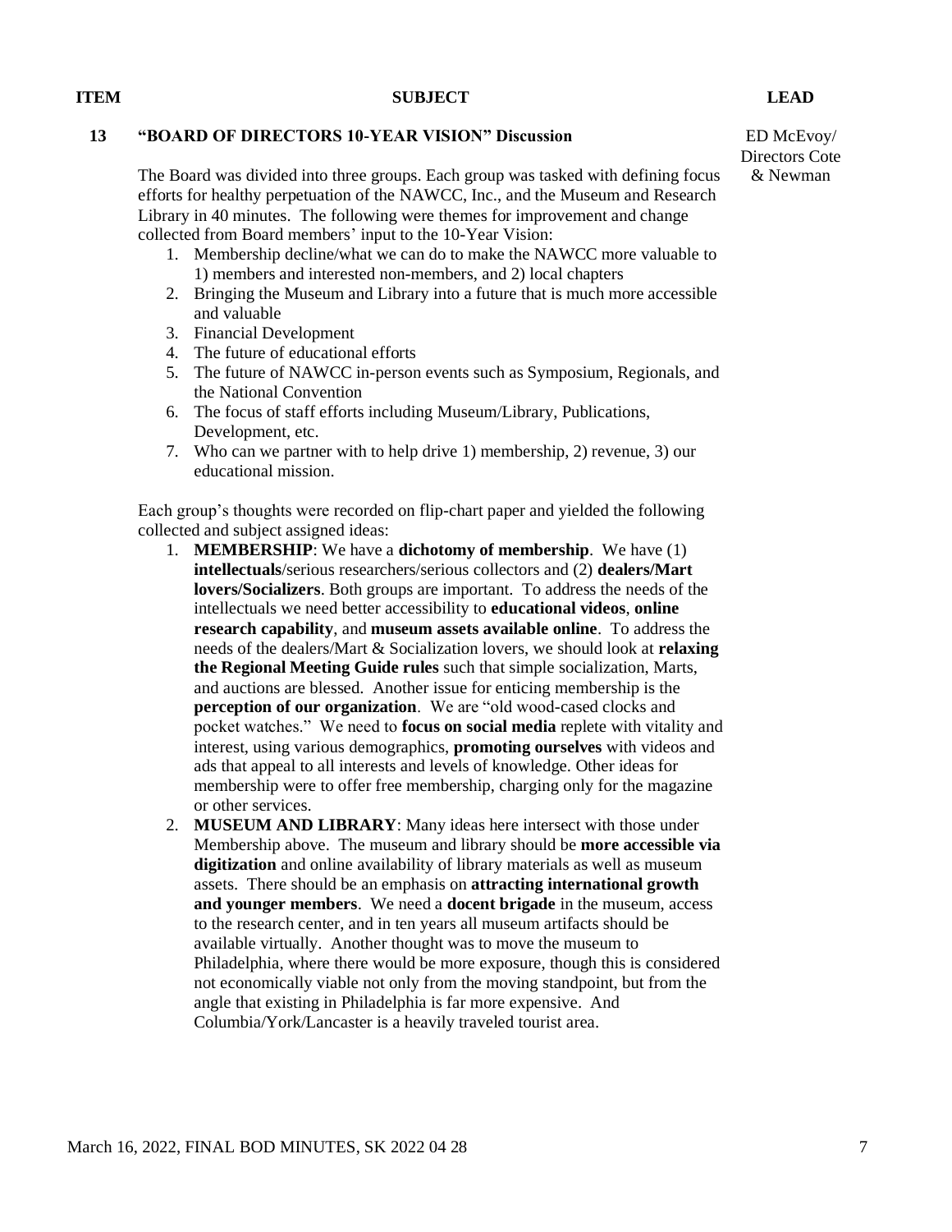| ITEM | SUBJECT | LEAD |
|---|---|---|
| 13 | **"BOARD OF DIRECTORS 10-YEAR VISION" Discussion** | ED McEvoy/ Directors Cote & Newman |

The Board was divided into three groups. Each group was tasked with defining focus efforts for healthy perpetuation of the NAWCC, Inc., and the Museum and Research Library in 40 minutes. The following were themes for improvement and change collected from Board members' input to the 10-Year Vision:

1. Membership decline/what we can do to make the NAWCC more valuable to 1) members and interested non-members, and 2) local chapters
2. Bringing the Museum and Library into a future that is much more accessible and valuable
3. Financial Development
4. The future of educational efforts
5. The future of NAWCC in-person events such as Symposium, Regionals, and the National Convention
6. The focus of staff efforts including Museum/Library, Publications, Development, etc.
7. Who can we partner with to help drive 1) membership, 2) revenue, 3) our educational mission.

Each group's thoughts were recorded on flip-chart paper and yielded the following collected and subject assigned ideas:

1. **MEMBERSHIP**: We have a **dichotomy of membership**. We have (1) **intellectuals**/serious researchers/serious collectors and (2) **dealers/Mart lovers/Socializers**. Both groups are important. To address the needs of the intellectuals we need better accessibility to **educational videos**, **online research capability**, and **museum assets available online**. To address the needs of the dealers/Mart & Socialization lovers, we should look at **relaxing the Regional Meeting Guide rules** such that simple socialization, Marts, and auctions are blessed. Another issue for enticing membership is the **perception of our organization**. We are "old wood-cased clocks and pocket watches." We need to **focus on social media** replete with vitality and interest, using various demographics, **promoting ourselves** with videos and ads that appeal to all interests and levels of knowledge. Other ideas for membership were to offer free membership, charging only for the magazine or other services.
2. **MUSEUM AND LIBRARY**: Many ideas here intersect with those under Membership above. The museum and library should be **more accessible via digitization** and online availability of library materials as well as museum assets. There should be an emphasis on **attracting international growth and younger members**. We need a **docent brigade** in the museum, access to the research center, and in ten years all museum artifacts should be available virtually. Another thought was to move the museum to Philadelphia, where there would be more exposure, though this is considered not economically viable not only from the moving standpoint, but from the angle that existing in Philadelphia is far more expensive. And Columbia/York/Lancaster is a heavily traveled tourist area.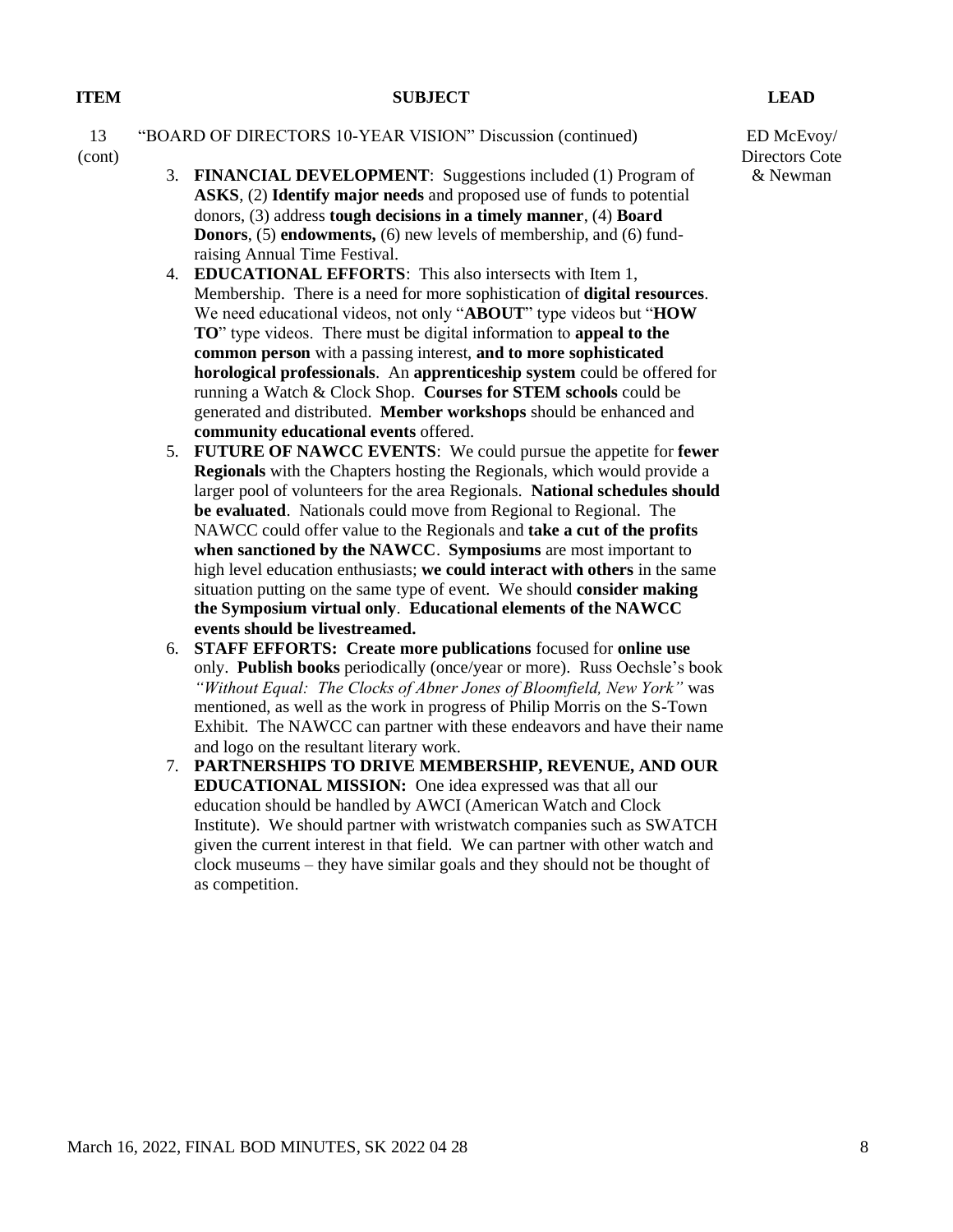| ITEM | SUBJECT | LEAD |
|---|---|---|
| 13 (cont) | "BOARD OF DIRECTORS 10-YEAR VISION" Discussion (continued) | ED McEvoy/ Directors Cote & Newman |

3. **FINANCIAL DEVELOPMENT**: Suggestions included (1) Program of **ASKS**, (2) **Identify major needs** and proposed use of funds to potential donors, (3) address **tough decisions in a timely manner**, (4) **Board Donors**, (5) **endowments,** (6) new levels of membership, and (6) fund-raising Annual Time Festival.
4. **EDUCATIONAL EFFORTS**: This also intersects with Item 1, Membership. There is a need for more sophistication of **digital resources**. We need educational videos, not only "**ABOUT**" type videos but "**HOW TO**" type videos. There must be digital information to **appeal to the common person** with a passing interest, **and to more sophisticated horological professionals**. An **apprenticeship system** could be offered for running a Watch & Clock Shop. **Courses for STEM schools** could be generated and distributed. **Member workshops** should be enhanced and **community educational events** offered.
5. **FUTURE OF NAWCC EVENTS**: We could pursue the appetite for **fewer Regionals** with the Chapters hosting the Regionals, which would provide a larger pool of volunteers for the area Regionals. **National schedules should be evaluated**. Nationals could move from Regional to Regional. The NAWCC could offer value to the Regionals and **take a cut of the profits when sanctioned by the NAWCC**. **Symposiums** are most important to high level education enthusiasts; **we could interact with others** in the same situation putting on the same type of event. We should **consider making the Symposium virtual only**. **Educational elements of the NAWCC events should be livestreamed.**
6. **STAFF EFFORTS: Create more publications** focused for **online use** only. **Publish books** periodically (once/year or more). Russ Oechsle's book *"Without Equal: The Clocks of Abner Jones of Bloomfield, New York"* was mentioned, as well as the work in progress of Philip Morris on the S-Town Exhibit. The NAWCC can partner with these endeavors and have their name and logo on the resultant literary work.
7. **PARTNERSHIPS TO DRIVE MEMBERSHIP, REVENUE, AND OUR EDUCATIONAL MISSION:** One idea expressed was that all our education should be handled by AWCI (American Watch and Clock Institute). We should partner with wristwatch companies such as SWATCH given the current interest in that field. We can partner with other watch and clock museums – they have similar goals and they should not be thought of as competition.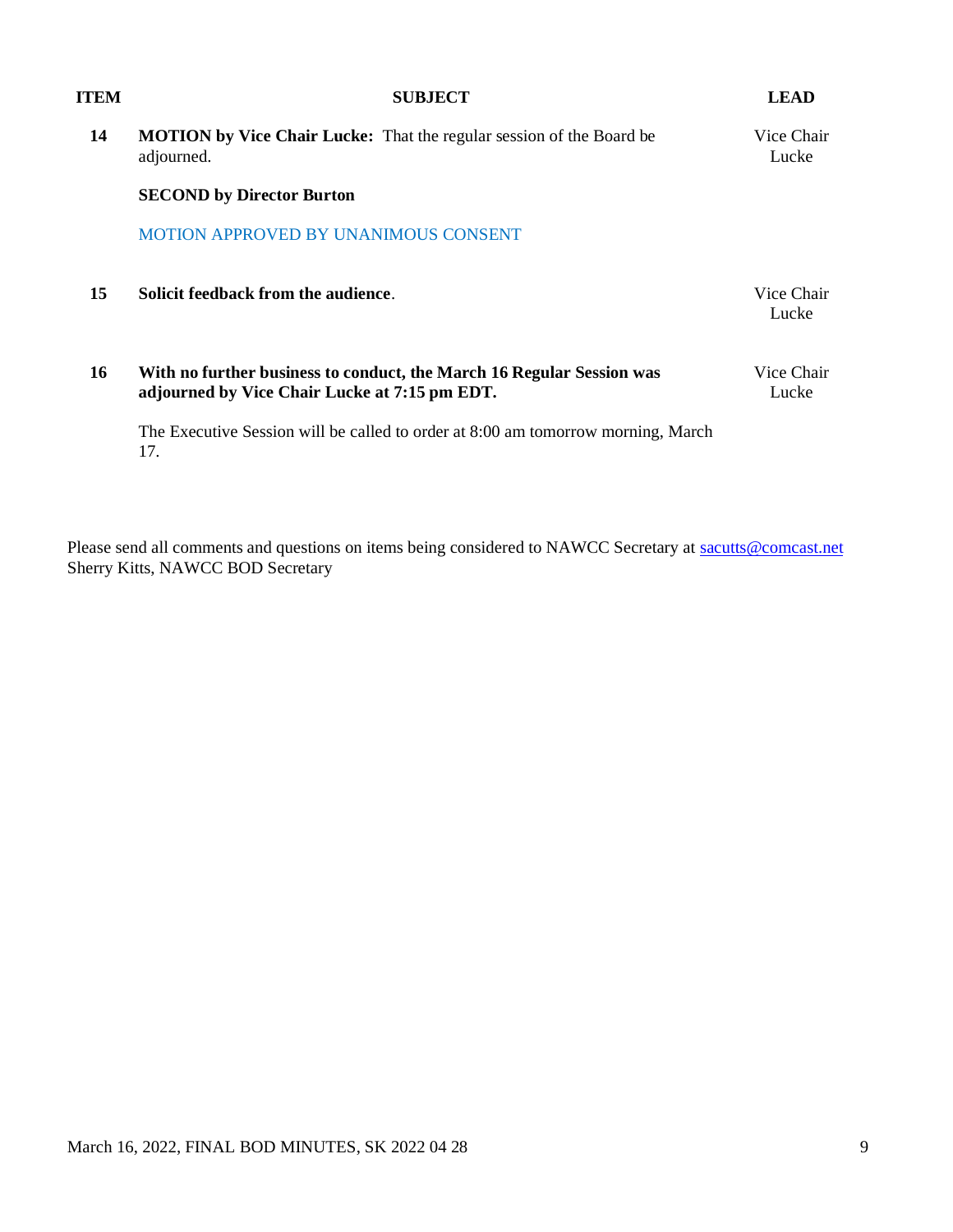| ITEM | SUBJECT | LEAD |
|---|---|---|
| 14 | **MOTION by Vice Chair Lucke:** That the regular session of the Board be adjourned.<br><br>**SECOND by Director Burton**<br><br>MOTION APPROVED BY UNANIMOUS CONSENT | Vice Chair Lucke |
| 15 | **Solicit feedback from the audience**. | Vice Chair Lucke |
| 16 | **With no further business to conduct, the March 16 Regular Session was adjourned by Vice Chair Lucke at 7:15 pm EDT.**<br><br>The Executive Session will be called to order at 8:00 am tomorrow morning, March 17. | Vice Chair Lucke |

Please send all comments and questions on items being considered to NAWCC Secretary at sacutts@comcast.net
Sherry Kitts, NAWCC BOD Secretary

March 16, 2022, FINAL BOD MINUTES, SK 2022 04 28